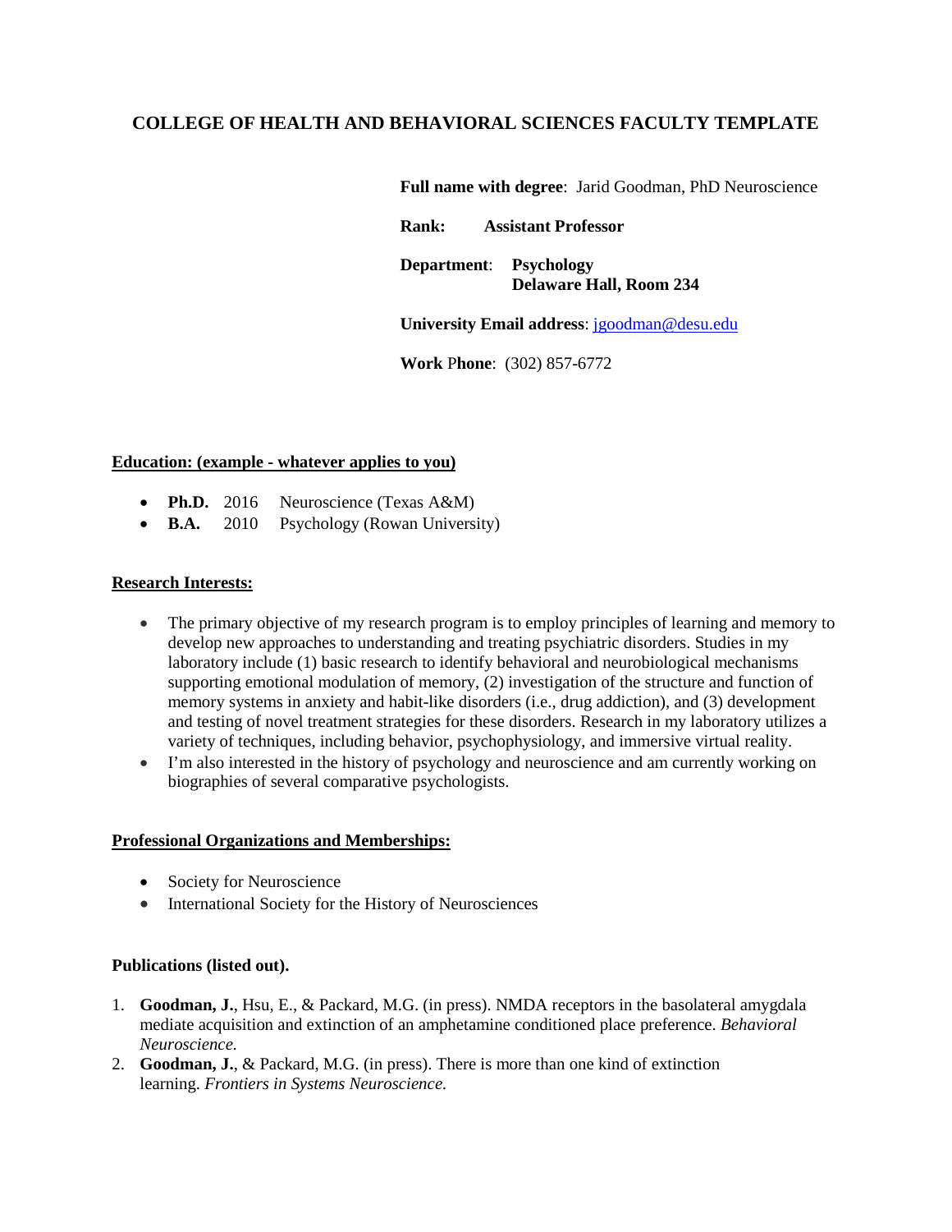# COLLEGE OF HEALTH AND BEHAVIORAL SCIENCES FACULTY TEMPLATE

**Full name with degree**: Jarid Goodman, PhD Neuroscience

**Rank:** **Assistant Professor**

**Department**: **Psychology**
**Delaware Hall, Room 234**

**University Email address**: jgoodman@desu.edu

**Work Phone**: (302) 857-6772

**Education: (example - whatever applies to you)**

- **Ph.D.** 2016 Neuroscience (Texas A&M)
- **B.A.** 2010 Psychology (Rowan University)

**Research Interests:**

- The primary objective of my research program is to employ principles of learning and memory to develop new approaches to understanding and treating psychiatric disorders. Studies in my laboratory include (1) basic research to identify behavioral and neurobiological mechanisms supporting emotional modulation of memory, (2) investigation of the structure and function of memory systems in anxiety and habit-like disorders (i.e., drug addiction), and (3) development and testing of novel treatment strategies for these disorders. Research in my laboratory utilizes a variety of techniques, including behavior, psychophysiology, and immersive virtual reality.
- I'm also interested in the history of psychology and neuroscience and am currently working on biographies of several comparative psychologists.

**Professional Organizations and Memberships:**

- Society for Neuroscience
- International Society for the History of Neurosciences

**Publications (listed out).**

1. **Goodman, J.**, Hsu, E., & Packard, M.G. (in press). NMDA receptors in the basolateral amygdala mediate acquisition and extinction of an amphetamine conditioned place preference. *Behavioral Neuroscience.*
2. **Goodman, J.**, & Packard, M.G. (in press). There is more than one kind of extinction learning. *Frontiers in Systems Neuroscience.*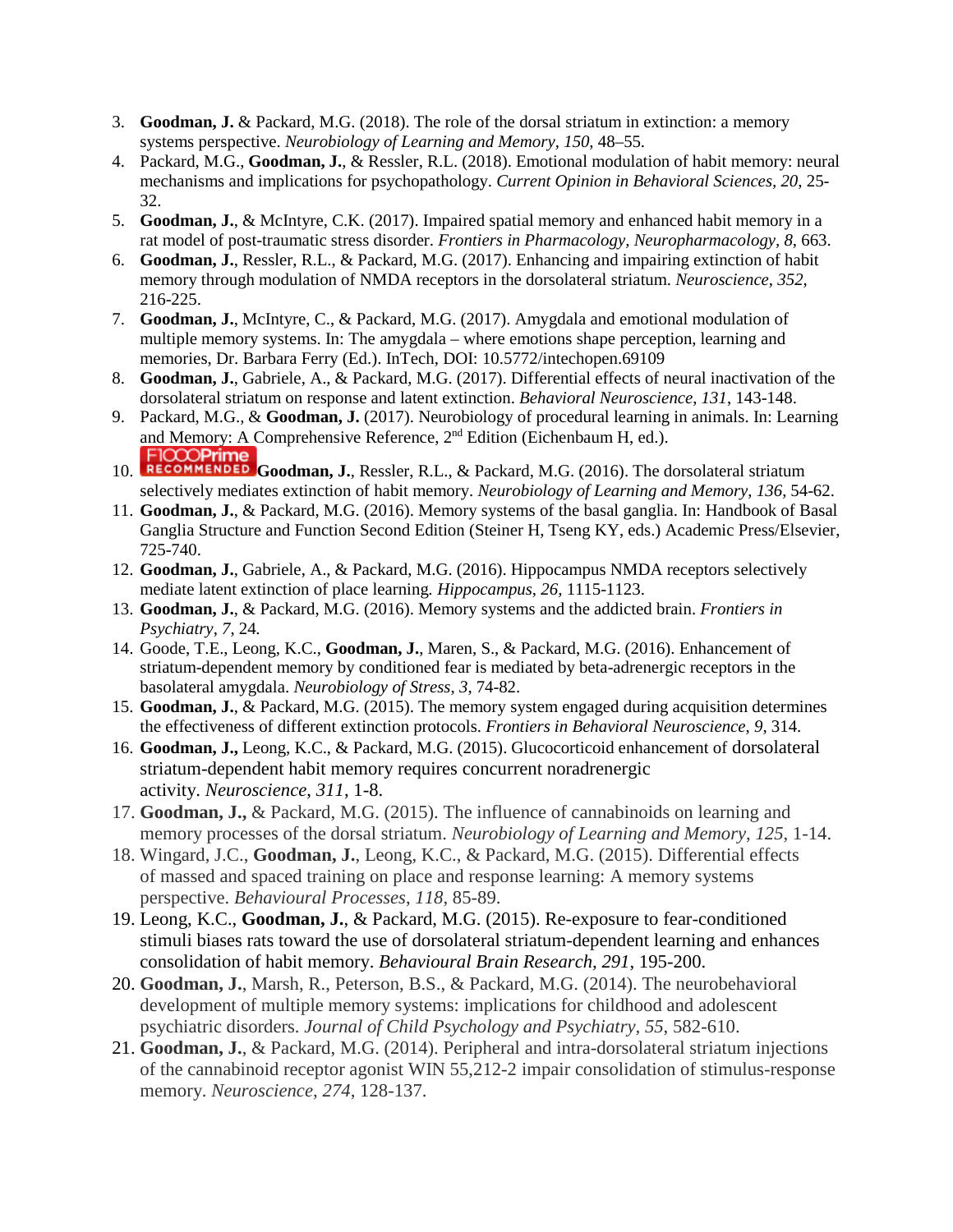3. **Goodman, J.** & Packard, M.G. (2018). The role of the dorsal striatum in extinction: a memory systems perspective. *Neurobiology of Learning and Memory*, *150*, 48–55.
4. Packard, M.G., **Goodman, J.**, & Ressler, R.L. (2018). Emotional modulation of habit memory: neural mechanisms and implications for psychopathology. *Current Opinion in Behavioral Sciences*, *20*, 25-32.
5. **Goodman, J.**, & McIntyre, C.K. (2017). Impaired spatial memory and enhanced habit memory in a rat model of post-traumatic stress disorder. *Frontiers in Pharmacology, Neuropharmacology*, *8*, 663.
6. **Goodman, J.**, Ressler, R.L., & Packard, M.G. (2017). Enhancing and impairing extinction of habit memory through modulation of NMDA receptors in the dorsolateral striatum. *Neuroscience*, *352*, 216-225.
7. **Goodman, J.**, McIntyre, C., & Packard, M.G. (2017). Amygdala and emotional modulation of multiple memory systems. In: The amygdala – where emotions shape perception, learning and memories, Dr. Barbara Ferry (Ed.). InTech, DOI: 10.5772/intechopen.69109
8. **Goodman, J.**, Gabriele, A., & Packard, M.G. (2017). Differential effects of neural inactivation of the dorsolateral striatum on response and latent extinction. *Behavioral Neuroscience*, *131*, 143-148.
9. Packard, M.G., & **Goodman, J.** (2017). Neurobiology of procedural learning in animals. In: Learning and Memory: A Comprehensive Reference, 2nd Edition (Eichenbaum H, ed.).
10. F1000Prime RECOMMENDED **Goodman, J.**, Ressler, R.L., & Packard, M.G. (2016). The dorsolateral striatum selectively mediates extinction of habit memory. *Neurobiology of Learning and Memory*, *136*, 54-62.
11. **Goodman, J.**, & Packard, M.G. (2016). Memory systems of the basal ganglia. In: Handbook of Basal Ganglia Structure and Function Second Edition (Steiner H, Tseng KY, eds.) Academic Press/Elsevier, 725-740.
12. **Goodman, J.**, Gabriele, A., & Packard, M.G. (2016). Hippocampus NMDA receptors selectively mediate latent extinction of place learning. *Hippocampus*, *26*, 1115-1123.
13. **Goodman, J.**, & Packard, M.G. (2016). Memory systems and the addicted brain. *Frontiers in Psychiatry*, *7*, 24.
14. Goode, T.E., Leong, K.C., **Goodman, J.**, Maren, S., & Packard, M.G. (2016). Enhancement of striatum-dependent memory by conditioned fear is mediated by beta-adrenergic receptors in the basolateral amygdala. *Neurobiology of Stress*, *3*, 74-82.
15. **Goodman, J.**, & Packard, M.G. (2015). The memory system engaged during acquisition determines the effectiveness of different extinction protocols. *Frontiers in Behavioral Neuroscience*, *9*, 314.
16. **Goodman, J.,** Leong, K.C., & Packard, M.G. (2015). Glucocorticoid enhancement of dorsolateral striatum-dependent habit memory requires concurrent noradrenergic activity. *Neuroscience*, *311*, 1-8.
17. **Goodman, J.,** & Packard, M.G. (2015). The influence of cannabinoids on learning and memory processes of the dorsal striatum. *Neurobiology of Learning and Memory*, *125*, 1-14.
18. Wingard, J.C., **Goodman, J.**, Leong, K.C., & Packard, M.G. (2015). Differential effects of massed and spaced training on place and response learning: A memory systems perspective. *Behavioural Processes*, *118*, 85-89.
19. Leong, K.C., **Goodman, J.**, & Packard, M.G. (2015). Re-exposure to fear-conditioned stimuli biases rats toward the use of dorsolateral striatum-dependent learning and enhances consolidation of habit memory. *Behavioural Brain Research*, *291*, 195-200.
20. **Goodman, J.**, Marsh, R., Peterson, B.S., & Packard, M.G. (2014). The neurobehavioral development of multiple memory systems: implications for childhood and adolescent psychiatric disorders. *Journal of Child Psychology and Psychiatry*, *55*, 582-610.
21. **Goodman, J.**, & Packard, M.G. (2014). Peripheral and intra-dorsolateral striatum injections of the cannabinoid receptor agonist WIN 55,212-2 impair consolidation of stimulus-response memory. *Neuroscience*, *274*, 128-137.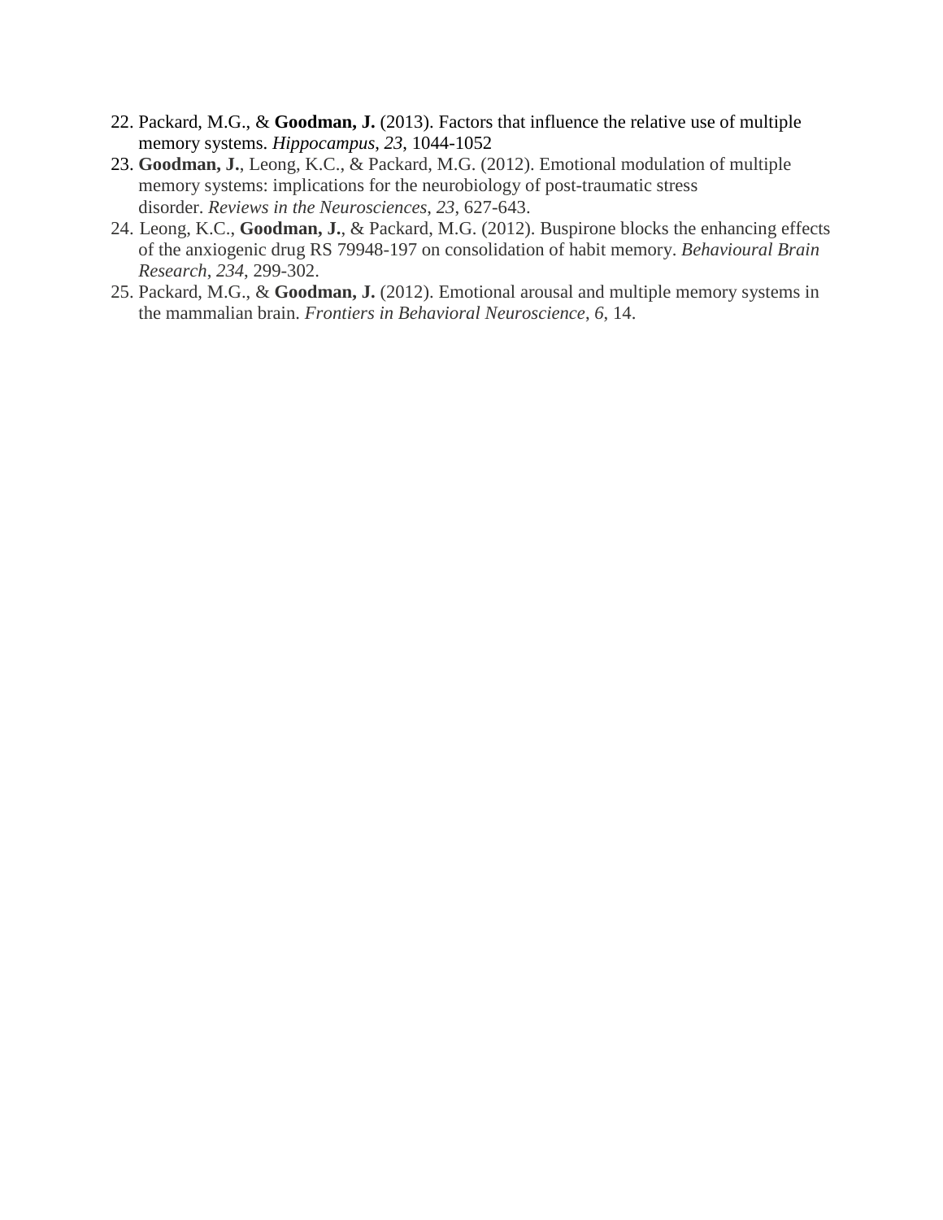22. Packard, M.G., & **Goodman, J.** (2013). Factors that influence the relative use of multiple memory systems. *Hippocampus*, *23*, 1044-1052
23. **Goodman, J.**, Leong, K.C., & Packard, M.G. (2012). Emotional modulation of multiple memory systems: implications for the neurobiology of post-traumatic stress disorder. *Reviews in the Neurosciences*, *23*, 627-643.
24. Leong, K.C., **Goodman, J.**, & Packard, M.G. (2012). Buspirone blocks the enhancing effects of the anxiogenic drug RS 79948-197 on consolidation of habit memory. *Behavioural Brain Research*, *234*, 299-302.
25. Packard, M.G., & **Goodman, J.** (2012). Emotional arousal and multiple memory systems in the mammalian brain. *Frontiers in Behavioral Neuroscience*, *6*, 14.